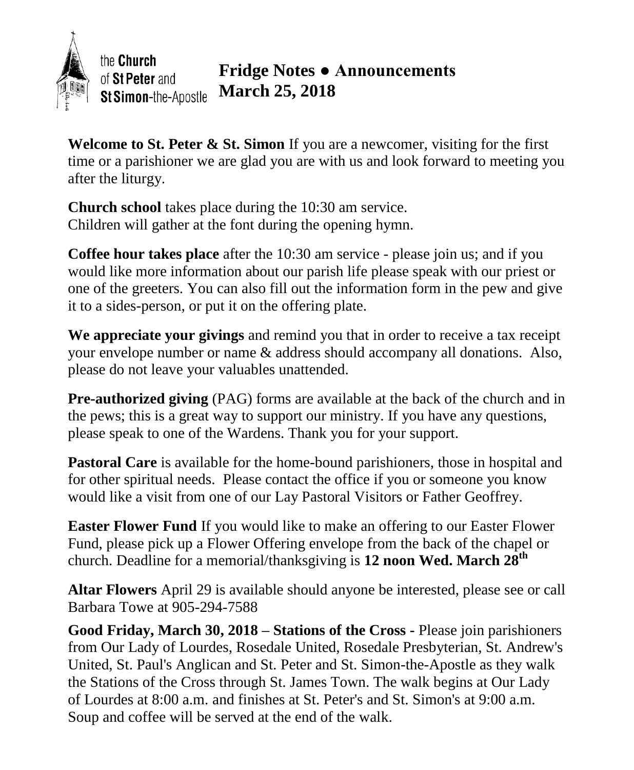the **Church** of **St Peter** and **St Simon**-the-Apostle

# Fridge Notes ● Announcements
## March 25, 2018

**Welcome to St. Peter & St. Simon** If you are a newcomer, visiting for the first time or a parishioner we are glad you are with us and look forward to meeting you after the liturgy.

**Church school** takes place during the 10:30 am service.
Children will gather at the font during the opening hymn.

**Coffee hour takes place** after the 10:30 am service - please join us; and if you would like more information about our parish life please speak with our priest or one of the greeters. You can also fill out the information form in the pew and give it to a sides-person, or put it on the offering plate.

**We appreciate your givings** and remind you that in order to receive a tax receipt your envelope number or name & address should accompany all donations. Also, please do not leave your valuables unattended.

**Pre-authorized giving** (PAG) forms are available at the back of the church and in the pews; this is a great way to support our ministry. If you have any questions, please speak to one of the Wardens. Thank you for your support.

**Pastoral Care** is available for the home-bound parishioners, those in hospital and for other spiritual needs. Please contact the office if you or someone you know would like a visit from one of our Lay Pastoral Visitors or Father Geoffrey.

**Easter Flower Fund** If you would like to make an offering to our Easter Flower Fund, please pick up a Flower Offering envelope from the back of the chapel or church. Deadline for a memorial/thanksgiving is **12 noon Wed. March 28th**

**Altar Flowers** April 29 is available should anyone be interested, please see or call Barbara Towe at 905-294-7588

**Good Friday, March 30, 2018 – Stations of the Cross -** Please join parishioners from Our Lady of Lourdes, Rosedale United, Rosedale Presbyterian, St. Andrew's United, St. Paul's Anglican and St. Peter and St. Simon-the-Apostle as they walk the Stations of the Cross through St. James Town. The walk begins at Our Lady of Lourdes at 8:00 a.m. and finishes at St. Peter's and St. Simon's at 9:00 a.m. Soup and coffee will be served at the end of the walk.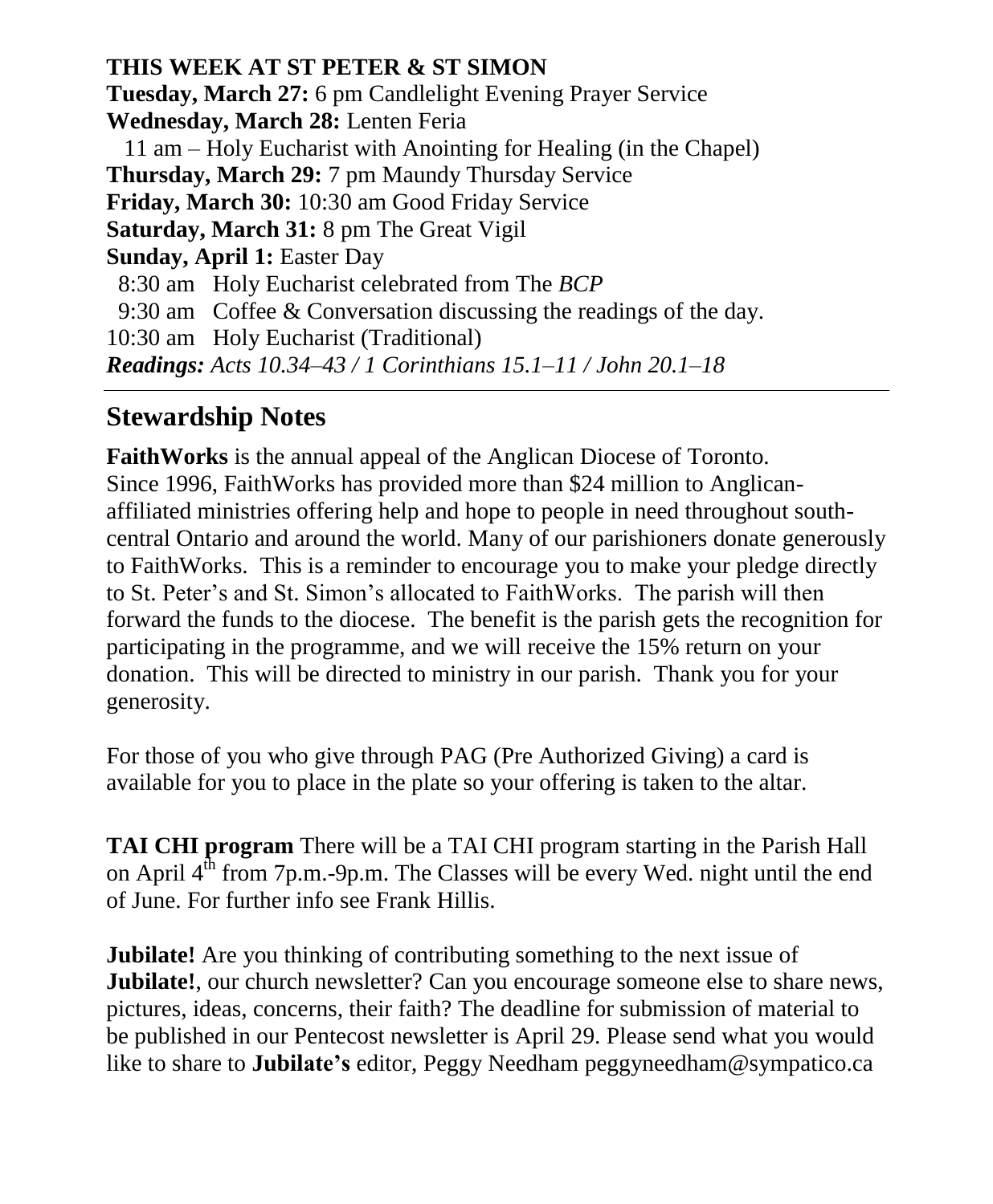**THIS WEEK AT ST PETER & ST SIMON**

**Tuesday, March 27:** 6 pm Candlelight Evening Prayer Service
**Wednesday, March 28:** Lenten Feria
  11 am – Holy Eucharist with Anointing for Healing (in the Chapel)
**Thursday, March 29:** 7 pm Maundy Thursday Service
**Friday, March 30:** 10:30 am Good Friday Service
**Saturday, March 31:** 8 pm The Great Vigil
**Sunday, April 1:** Easter Day
  8:30 am  Holy Eucharist celebrated from The *BCP*
  9:30 am  Coffee & Conversation discussing the readings of the day.
10:30 am  Holy Eucharist (Traditional)
***Readings:*** *Acts 10.34–43 / 1 Corinthians 15.1–11 / John 20.1–18*

---

## Stewardship Notes

**FaithWorks** is the annual appeal of the Anglican Diocese of Toronto. Since 1996, FaithWorks has provided more than $24 million to Anglican-affiliated ministries offering help and hope to people in need throughout south-central Ontario and around the world. Many of our parishioners donate generously to FaithWorks. This is a reminder to encourage you to make your pledge directly to St. Peter's and St. Simon's allocated to FaithWorks. The parish will then forward the funds to the diocese. The benefit is the parish gets the recognition for participating in the programme, and we will receive the 15% return on your donation. This will be directed to ministry in our parish. Thank you for your generosity.

For those of you who give through PAG (Pre Authorized Giving) a card is available for you to place in the plate so your offering is taken to the altar.

**TAI CHI program** There will be a TAI CHI program starting in the Parish Hall on April 4th from 7p.m.-9p.m. The Classes will be every Wed. night until the end of June. For further info see Frank Hillis.

**Jubilate!** Are you thinking of contributing something to the next issue of **Jubilate!**, our church newsletter? Can you encourage someone else to share news, pictures, ideas, concerns, their faith? The deadline for submission of material to be published in our Pentecost newsletter is April 29. Please send what you would like to share to **Jubilate's** editor, Peggy Needham peggyneedham@sympatico.ca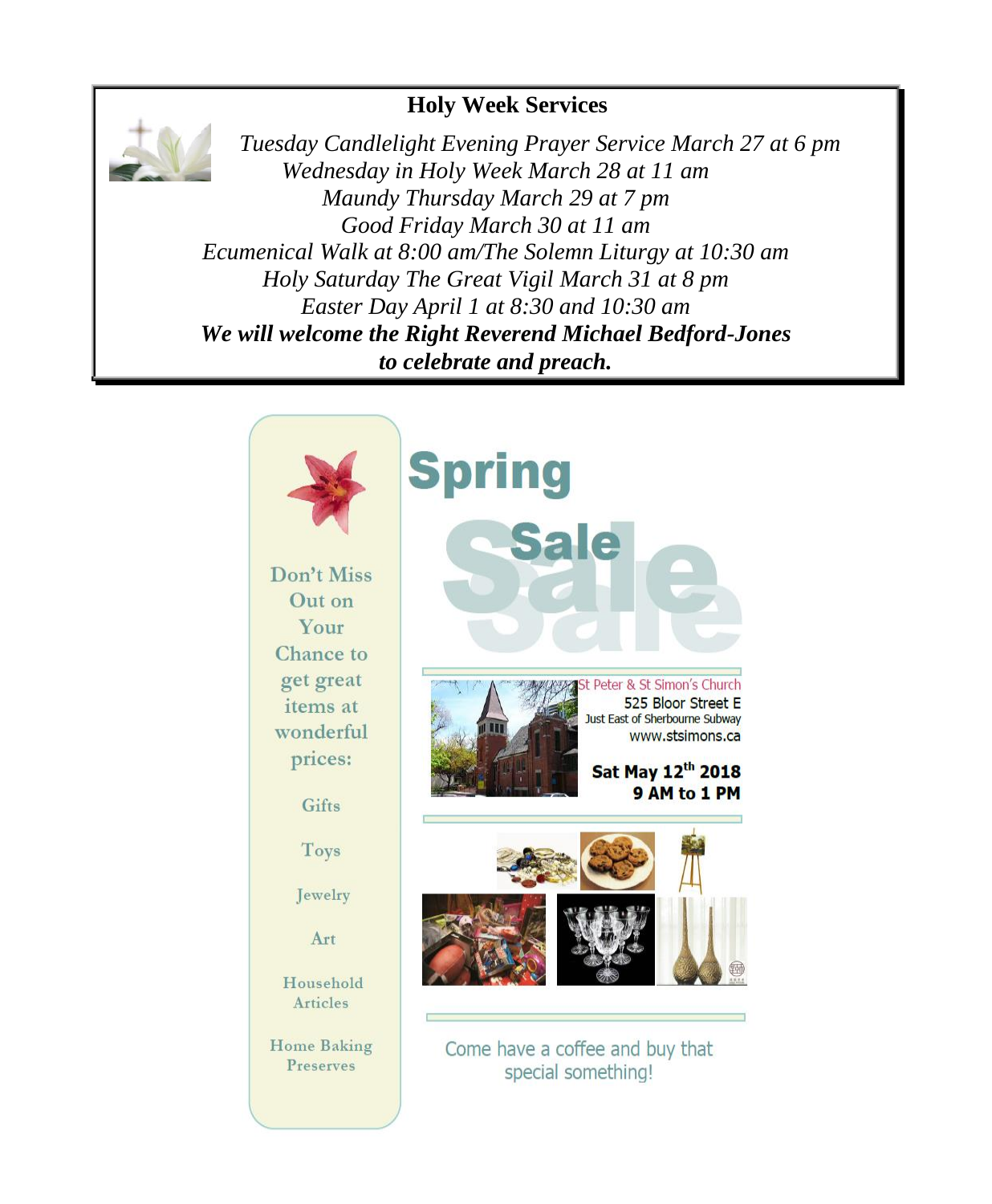## Holy Week Services

*Tuesday Candlelight Evening Prayer Service March 27 at 6 pm*
*Wednesday in Holy Week March 28 at 11 am*
*Maundy Thursday March 29 at 7 pm*
*Good Friday March 30 at 11 am*
*Ecumenical Walk at 8:00 am/The Solemn Liturgy at 10:30 am*
*Holy Saturday The Great Vigil March 31 at 8 pm*
*Easter Day April 1 at 8:30 and 10:30 am*
***We will welcome the Right Reverend Michael Bedford-Jones to celebrate and preach.***

# Spring Sale

Don't Miss Out on Your Chance to get great items at wonderful prices:

- Gifts
- Toys
- Jewelry
- Art
- Household Articles
- Home Baking Preserves

St Peter & St Simon's Church
525 Bloor Street E
Just East of Sherbourne Subway
www.stsimons.ca

**Sat May 12th 2018**
**9 AM to 1 PM**

Come have a coffee and buy that special something!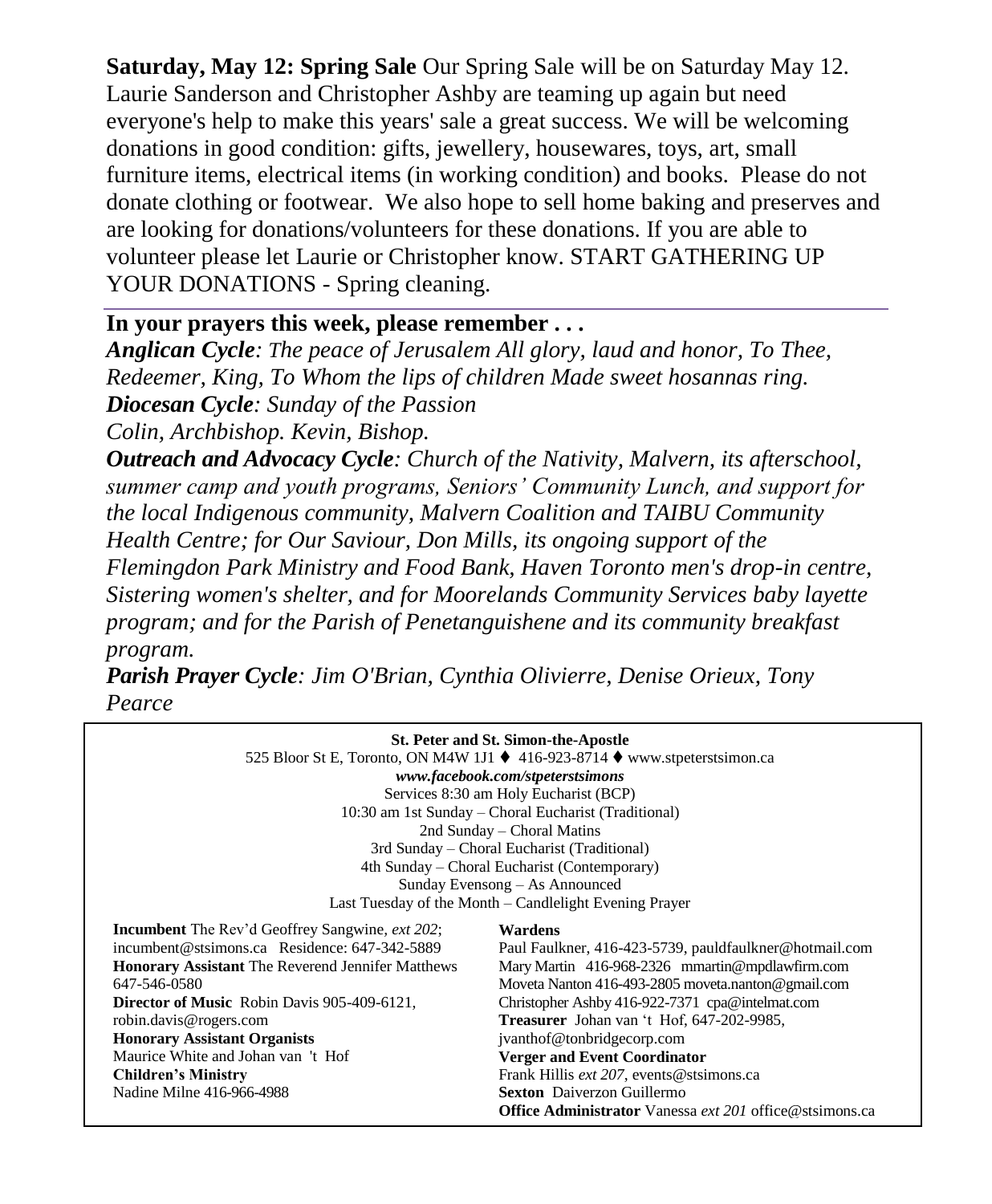**Saturday, May 12: Spring Sale** Our Spring Sale will be on Saturday May 12. Laurie Sanderson and Christopher Ashby are teaming up again but need everyone's help to make this years' sale a great success. We will be welcoming donations in good condition: gifts, jewellery, housewares, toys, art, small furniture items, electrical items (in working condition) and books. Please do not donate clothing or footwear. We also hope to sell home baking and preserves and are looking for donations/volunteers for these donations. If you are able to volunteer please let Laurie or Christopher know. START GATHERING UP YOUR DONATIONS - Spring cleaning.

---

**In your prayers this week, please remember . . .**

***Anglican Cycle****: The peace of Jerusalem All glory, laud and honor, To Thee, Redeemer, King, To Whom the lips of children Made sweet hosannas ring.*

***Diocesan Cycle****: Sunday of the Passion*

*Colin, Archbishop. Kevin, Bishop.*

***Outreach and Advocacy Cycle****: Church of the Nativity, Malvern, its afterschool, summer camp and youth programs, Seniors' Community Lunch, and support for the local Indigenous community, Malvern Coalition and TAIBU Community Health Centre; for Our Saviour, Don Mills, its ongoing support of the Flemingdon Park Ministry and Food Bank, Haven Toronto men's drop-in centre, Sistering women's shelter, and for Moorelands Community Services baby layette program; and for the Parish of Penetanguishene and its community breakfast program.*

***Parish Prayer Cycle****: Jim O'Brian, Cynthia Olivierre, Denise Orieux, Tony Pearce*

---

**St. Peter and St. Simon-the-Apostle**

525 Bloor St E, Toronto, ON M4W 1J1 ♦ 416-923-8714 ♦ www.stpeterstsimon.ca

***www.facebook.com/stpeterstsimons***

Services 8:30 am Holy Eucharist (BCP)

10:30 am 1st Sunday – Choral Eucharist (Traditional)

2nd Sunday – Choral Matins

3rd Sunday – Choral Eucharist (Traditional)

4th Sunday – Choral Eucharist (Contemporary)

Sunday Evensong – As Announced

Last Tuesday of the Month – Candlelight Evening Prayer

**Incumbent** The Rev'd Geoffrey Sangwine, *ext 202*; incumbent@stsimons.ca Residence: 647-342-5889

**Honorary Assistant** The Reverend Jennifer Matthews 647-546-0580

**Director of Music** Robin Davis 905-409-6121, robin.davis@rogers.com

**Honorary Assistant Organists**
Maurice White and Johan van 't Hof

**Children's Ministry**
Nadine Milne 416-966-4988

**Wardens**
Paul Faulkner, 416-423-5739, pauldfaulkner@hotmail.com
Mary Martin 416-968-2326 mmartin@mpdlawfirm.com
Moveta Nanton 416-493-2805 moveta.nanton@gmail.com
Christopher Ashby 416-922-7371 cpa@intelmat.com

**Treasurer** Johan van 't Hof, 647-202-9985, jvanthof@tonbridgecorp.com

**Verger and Event Coordinator**
Frank Hillis *ext 207*, events@stsimons.ca

**Sexton** Daiverzon Guillermo

**Office Administrator** Vanessa *ext 201* office@stsimons.ca